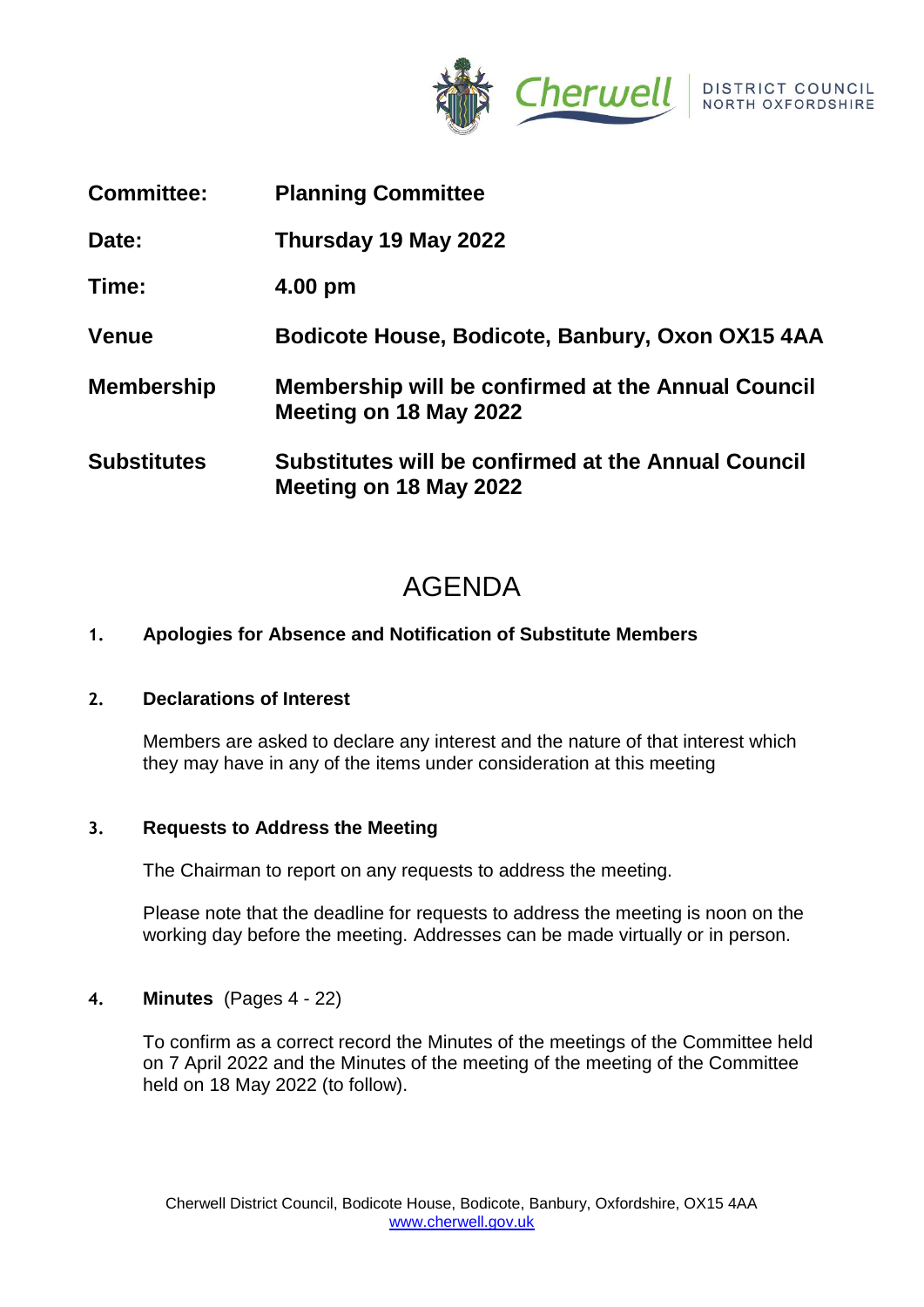Cherwell DISTRICT COUNCIL NORTH OXFORDSHIRE

| | |
|---|---|
| **Committee:** | **Planning Committee** |
| **Date:** | **Thursday 19 May 2022** |
| **Time:** | **4.00 pm** |
| **Venue** | **Bodicote House, Bodicote, Banbury, Oxon OX15 4AA** |
| **Membership** | **Membership will be confirmed at the Annual Council Meeting on 18 May 2022** |
| **Substitutes** | **Substitutes will be confirmed at the Annual Council Meeting on 18 May 2022** |

# AGENDA

**1. Apologies for Absence and Notification of Substitute Members**

**2. Declarations of Interest**

Members are asked to declare any interest and the nature of that interest which they may have in any of the items under consideration at this meeting

**3. Requests to Address the Meeting**

The Chairman to report on any requests to address the meeting.

Please note that the deadline for requests to address the meeting is noon on the working day before the meeting. Addresses can be made virtually or in person.

**4. Minutes** (Pages 4 - 22)

To confirm as a correct record the Minutes of the meetings of the Committee held on 7 April 2022 and the Minutes of the meeting of the meeting of the Committee held on 18 May 2022 (to follow).

Cherwell District Council, Bodicote House, Bodicote, Banbury, Oxfordshire, OX15 4AA
www.cherwell.gov.uk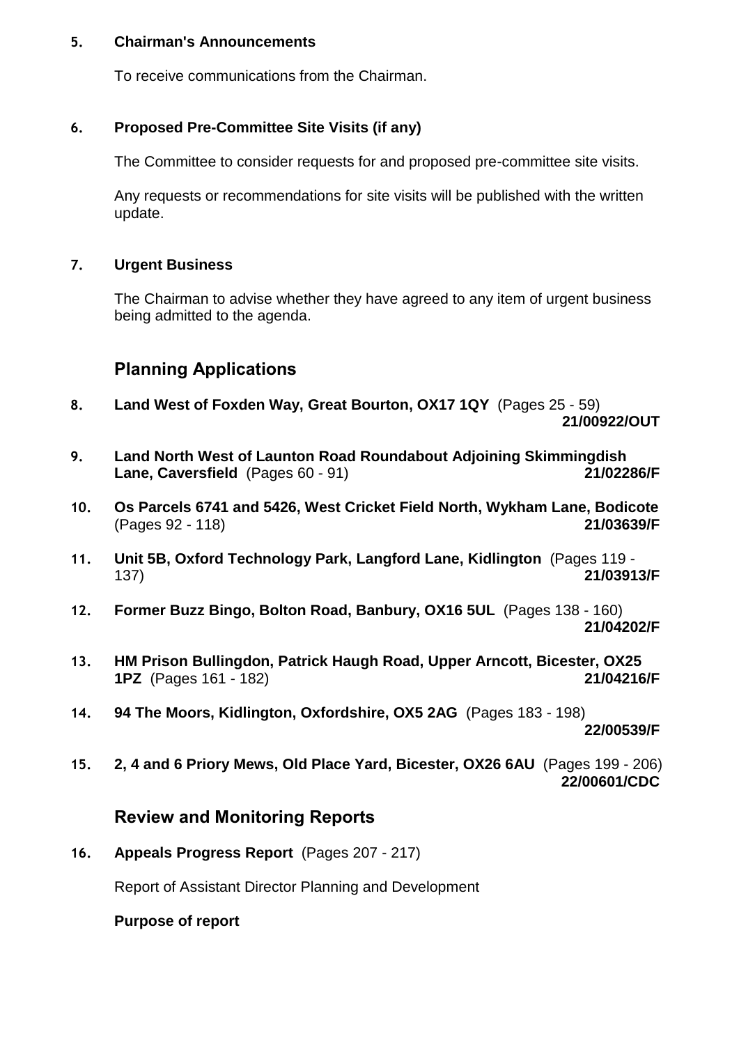**5. Chairman's Announcements**

To receive communications from the Chairman.

**6. Proposed Pre-Committee Site Visits (if any)**

The Committee to consider requests for and proposed pre-committee site visits.

Any requests or recommendations for site visits will be published with the written update.

**7. Urgent Business**

The Chairman to advise whether they have agreed to any item of urgent business being admitted to the agenda.

## Planning Applications

**8. Land West of Foxden Way, Great Bourton, OX17 1QY** (Pages 25 - 59) **21/00922/OUT**

**9. Land North West of Launton Road Roundabout Adjoining Skimmingdish Lane, Caversfield** (Pages 60 - 91) **21/02286/F**

**10. Os Parcels 6741 and 5426, West Cricket Field North, Wykham Lane, Bodicote** (Pages 92 - 118) **21/03639/F**

**11. Unit 5B, Oxford Technology Park, Langford Lane, Kidlington** (Pages 119 - 137) **21/03913/F**

**12. Former Buzz Bingo, Bolton Road, Banbury, OX16 5UL** (Pages 138 - 160) **21/04202/F**

**13. HM Prison Bullingdon, Patrick Haugh Road, Upper Arncott, Bicester, OX25 1PZ** (Pages 161 - 182) **21/04216/F**

**14. 94 The Moors, Kidlington, Oxfordshire, OX5 2AG** (Pages 183 - 198) **22/00539/F**

**15. 2, 4 and 6 Priory Mews, Old Place Yard, Bicester, OX26 6AU** (Pages 199 - 206) **22/00601/CDC**

## Review and Monitoring Reports

**16. Appeals Progress Report** (Pages 207 - 217)

Report of Assistant Director Planning and Development

**Purpose of report**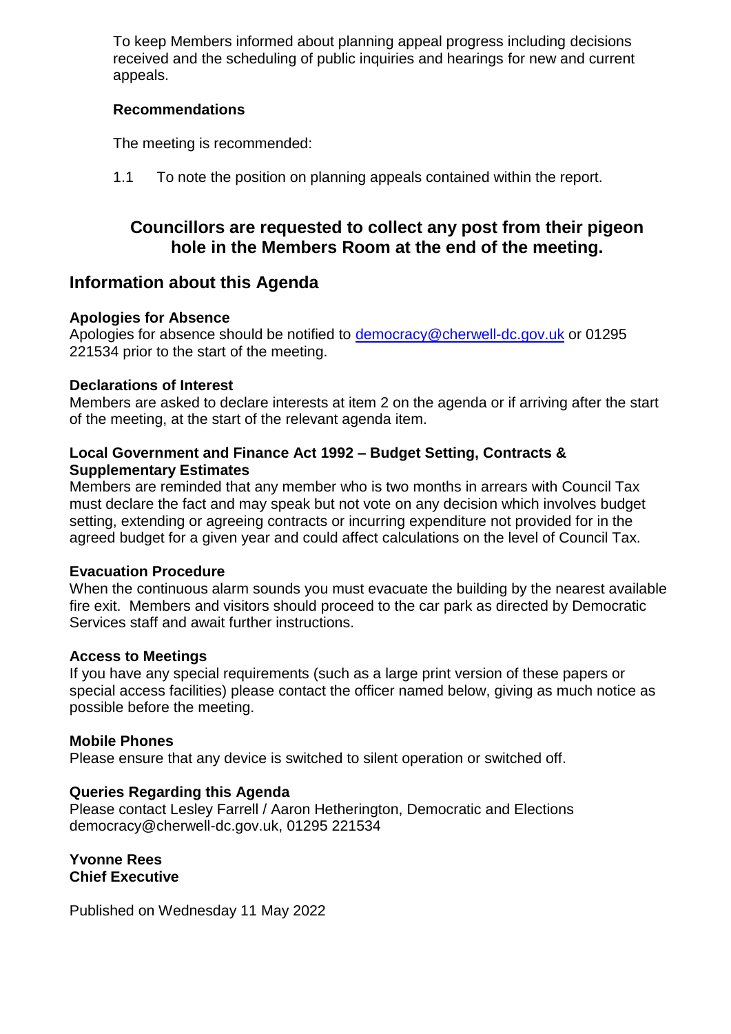To keep Members informed about planning appeal progress including decisions received and the scheduling of public inquiries and hearings for new and current appeals.

**Recommendations**

The meeting is recommended:

1.1 To note the position on planning appeals contained within the report.

## Councillors are requested to collect any post from their pigeon hole in the Members Room at the end of the meeting.

## Information about this Agenda

**Apologies for Absence**
Apologies for absence should be notified to democracy@cherwell-dc.gov.uk or 01295 221534 prior to the start of the meeting.

**Declarations of Interest**
Members are asked to declare interests at item 2 on the agenda or if arriving after the start of the meeting, at the start of the relevant agenda item.

**Local Government and Finance Act 1992 – Budget Setting, Contracts & Supplementary Estimates**
Members are reminded that any member who is two months in arrears with Council Tax must declare the fact and may speak but not vote on any decision which involves budget setting, extending or agreeing contracts or incurring expenditure not provided for in the agreed budget for a given year and could affect calculations on the level of Council Tax.

**Evacuation Procedure**
When the continuous alarm sounds you must evacuate the building by the nearest available fire exit. Members and visitors should proceed to the car park as directed by Democratic Services staff and await further instructions.

**Access to Meetings**
If you have any special requirements (such as a large print version of these papers or special access facilities) please contact the officer named below, giving as much notice as possible before the meeting.

**Mobile Phones**
Please ensure that any device is switched to silent operation or switched off.

**Queries Regarding this Agenda**
Please contact Lesley Farrell / Aaron Hetherington, Democratic and Elections democracy@cherwell-dc.gov.uk, 01295 221534

**Yvonne Rees**
**Chief Executive**

Published on Wednesday 11 May 2022